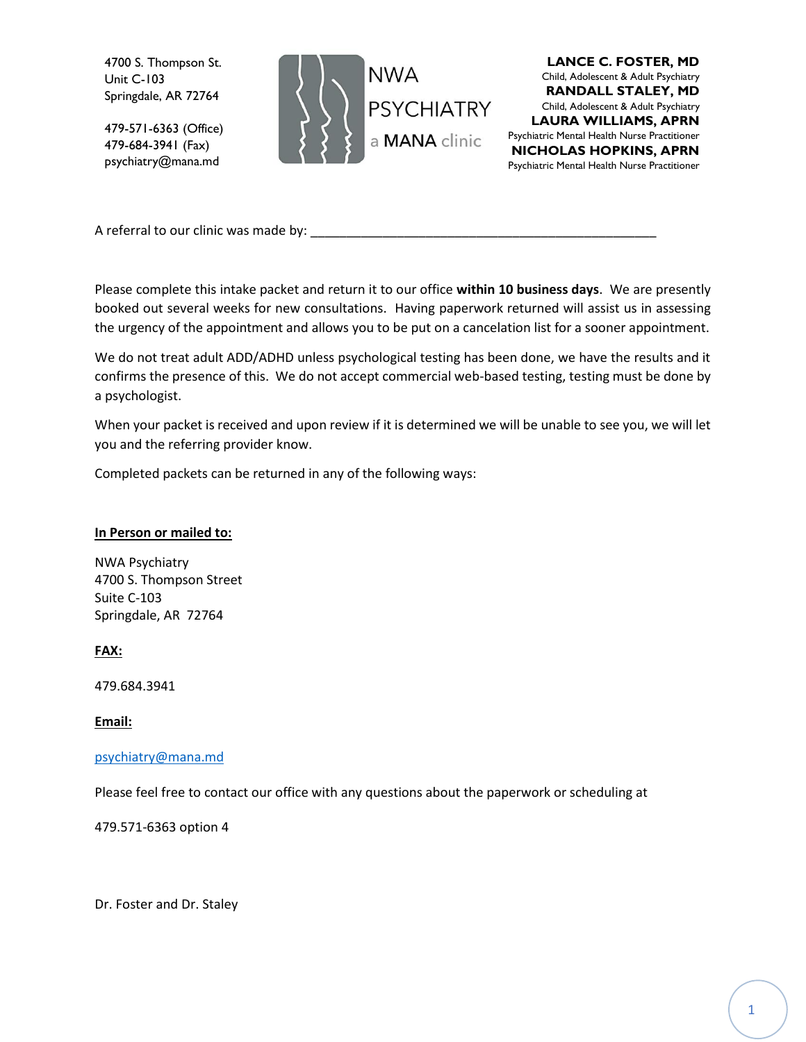4700 S. Thompson St.
Unit C-103
Springdale, AR 72764

479-571-6363 (Office)
479-684-3941 (Fax)
psychiatry@mana.md

NWA PSYCHIATRY
a MANA clinic

**LANCE C. FOSTER, MD**
Child, Adolescent & Adult Psychiatry
**RANDALL STALEY, MD**
Child, Adolescent & Adult Psychiatry
**LAURA WILLIAMS, APRN**
Psychiatric Mental Health Nurse Practitioner
**NICHOLAS HOPKINS, APRN**
Psychiatric Mental Health Nurse Practitioner

A referral to our clinic was made by: ________________________________________________

Please complete this intake packet and return it to our office **within 10 business days**. We are presently booked out several weeks for new consultations. Having paperwork returned will assist us in assessing the urgency of the appointment and allows you to be put on a cancelation list for a sooner appointment.

We do not treat adult ADD/ADHD unless psychological testing has been done, we have the results and it confirms the presence of this. We do not accept commercial web-based testing, testing must be done by a psychologist.

When your packet is received and upon review if it is determined we will be unable to see you, we will let you and the referring provider know.

Completed packets can be returned in any of the following ways:

**In Person or mailed to:**

NWA Psychiatry
4700 S. Thompson Street
Suite C-103
Springdale, AR 72764

**FAX:**

479.684.3941

**Email:**

psychiatry@mana.md

Please feel free to contact our office with any questions about the paperwork or scheduling at

479.571-6363 option 4

Dr. Foster and Dr. Staley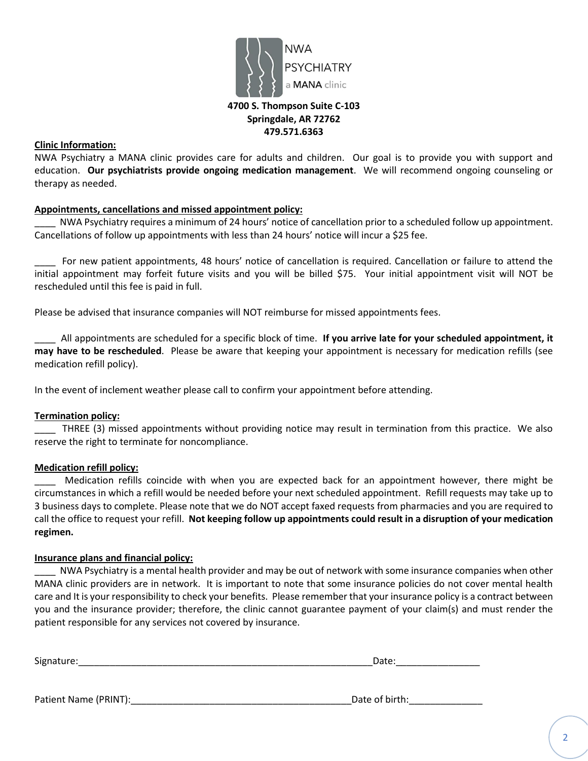NWA PSYCHIATRY a MANA clinic

**4700 S. Thompson Suite C-103**
**Springdale, AR 72762**
**479.571.6363**

**Clinic Information:**

NWA Psychiatry a MANA clinic provides care for adults and children. Our goal is to provide you with support and education. **Our psychiatrists provide ongoing medication management**. We will recommend ongoing counseling or therapy as needed.

**Appointments, cancellations and missed appointment policy:**

____ NWA Psychiatry requires a minimum of 24 hours' notice of cancellation prior to a scheduled follow up appointment. Cancellations of follow up appointments with less than 24 hours' notice will incur a $25 fee.

____ For new patient appointments, 48 hours' notice of cancellation is required. Cancellation or failure to attend the initial appointment may forfeit future visits and you will be billed $75. Your initial appointment visit will NOT be rescheduled until this fee is paid in full.

Please be advised that insurance companies will NOT reimburse for missed appointments fees.

____ All appointments are scheduled for a specific block of time. **If you arrive late for your scheduled appointment, it may have to be rescheduled**. Please be aware that keeping your appointment is necessary for medication refills (see medication refill policy).

In the event of inclement weather please call to confirm your appointment before attending.

**Termination policy:**

____ THREE (3) missed appointments without providing notice may result in termination from this practice. We also reserve the right to terminate for noncompliance.

**Medication refill policy:**

____ Medication refills coincide with when you are expected back for an appointment however, there might be circumstances in which a refill would be needed before your next scheduled appointment. Refill requests may take up to 3 business days to complete. Please note that we do NOT accept faxed requests from pharmacies and you are required to call the office to request your refill. **Not keeping follow up appointments could result in a disruption of your medication regimen.**

**Insurance plans and financial policy:**

____ NWA Psychiatry is a mental health provider and may be out of network with some insurance companies when other MANA clinic providers are in network. It is important to note that some insurance policies do not cover mental health care and It is your responsibility to check your benefits. Please remember that your insurance policy is a contract between you and the insurance provider; therefore, the clinic cannot guarantee payment of your claim(s) and must render the patient responsible for any services not covered by insurance.

Signature:____________________________________________________________Date:________________

Patient Name (PRINT):____________________________________________Date of birth:______________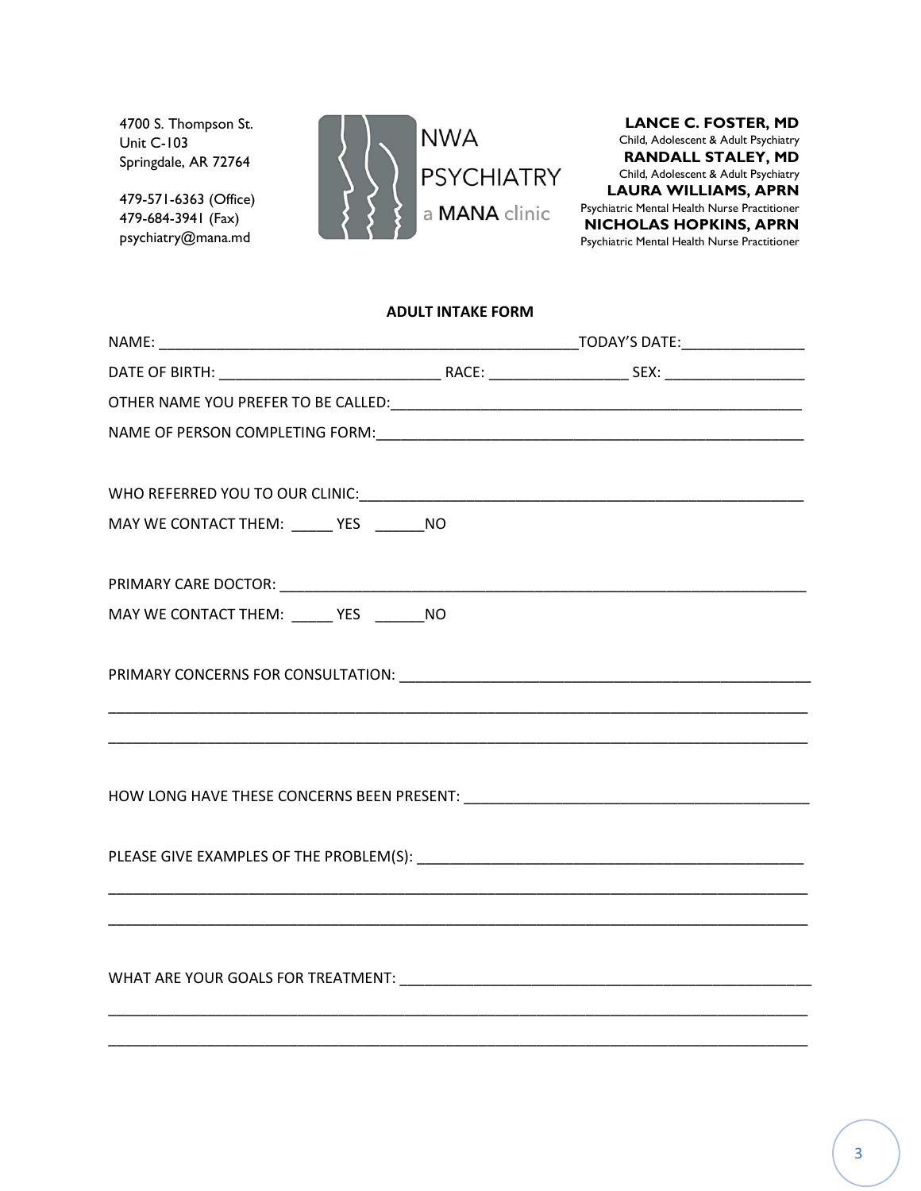4700 S. Thompson St.
Unit C-103
Springdale, AR 72764

479-571-6363 (Office)
479-684-3941 (Fax)
psychiatry@mana.md

NWA PSYCHIATRY
a MANA clinic

**LANCE C. FOSTER, MD**
Child, Adolescent & Adult Psychiatry
**RANDALL STALEY, MD**
Child, Adolescent & Adult Psychiatry
**LAURA WILLIAMS, APRN**
Psychiatric Mental Health Nurse Practitioner
**NICHOLAS HOPKINS, APRN**
Psychiatric Mental Health Nurse Practitioner

**ADULT INTAKE FORM**

NAME: ____________________________________________________TODAY'S DATE:_______________

DATE OF BIRTH: ___________________________ RACE: _________________ SEX: _________________

OTHER NAME YOU PREFER TO BE CALLED:___________________________________________________

NAME OF PERSON COMPLETING FORM:_____________________________________________________

WHO REFERRED YOU TO OUR CLINIC:______________________________________________________

MAY WE CONTACT THEM: _____ YES ______NO

PRIMARY CARE DOCTOR: _____________________________________________________________

MAY WE CONTACT THEM: _____ YES ______NO

PRIMARY CONCERNS FOR CONSULTATION: ____________________________________________________

_________________________________________________________________________________________

_________________________________________________________________________________________

HOW LONG HAVE THESE CONCERNS BEEN PRESENT: ___________________________________________

PLEASE GIVE EXAMPLES OF THE PROBLEM(S): ________________________________________________

_________________________________________________________________________________________

_________________________________________________________________________________________

WHAT ARE YOUR GOALS FOR TREATMENT: __________________________________________________

_________________________________________________________________________________________

_________________________________________________________________________________________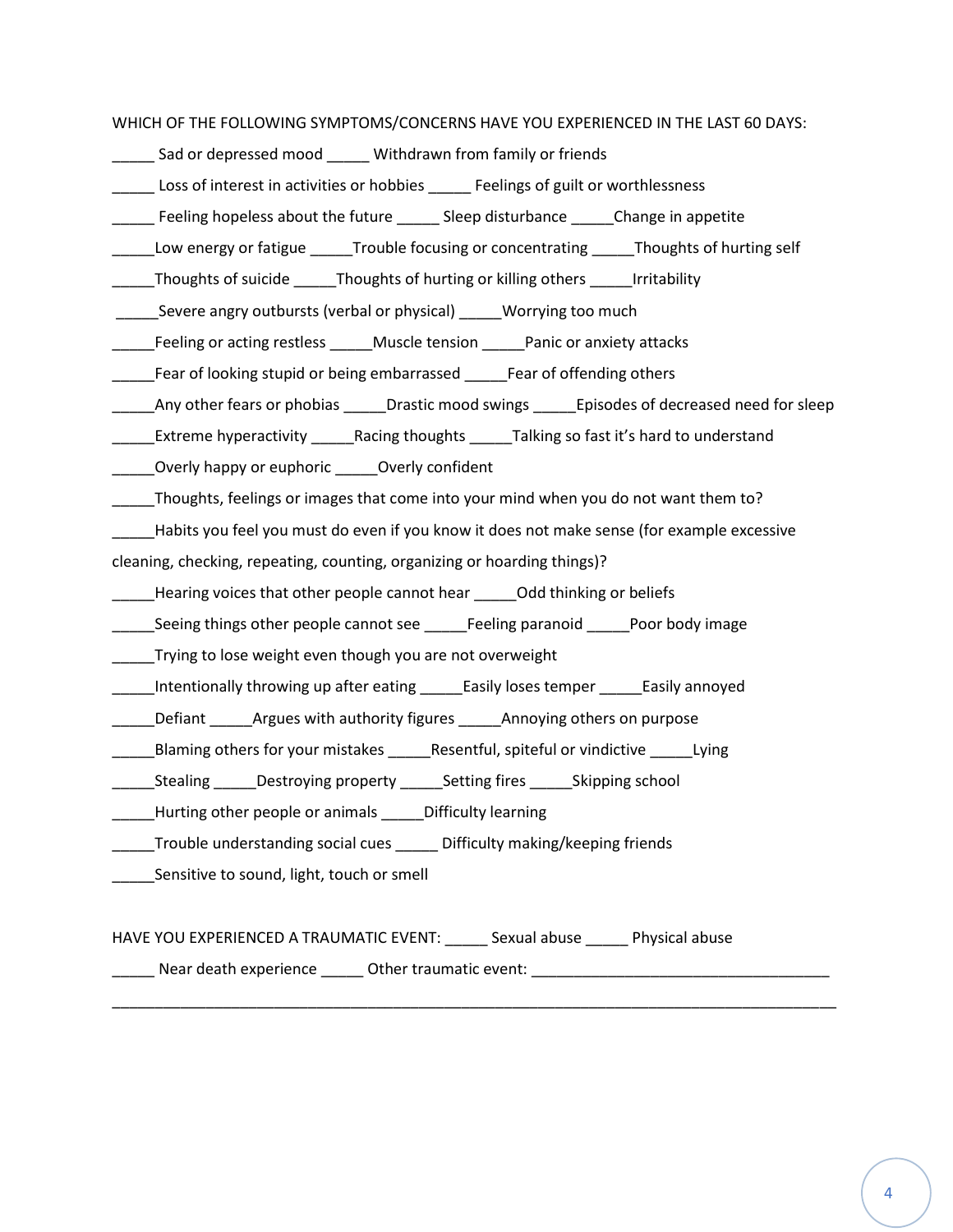WHICH OF THE FOLLOWING SYMPTOMS/CONCERNS HAVE YOU EXPERIENCED IN THE LAST 60 DAYS:

_____ Sad or depressed mood _____ Withdrawn from family or friends

_____ Loss of interest in activities or hobbies _____ Feelings of guilt or worthlessness

_____ Feeling hopeless about the future _____ Sleep disturbance _____Change in appetite

_____Low energy or fatigue _____Trouble focusing or concentrating _____Thoughts of hurting self

_____Thoughts of suicide _____Thoughts of hurting or killing others _____Irritability

_____Severe angry outbursts (verbal or physical) _____Worrying too much

_____Feeling or acting restless _____Muscle tension _____Panic or anxiety attacks

_____Fear of looking stupid or being embarrassed _____Fear of offending others

_____Any other fears or phobias _____Drastic mood swings _____Episodes of decreased need for sleep

_____Extreme hyperactivity _____Racing thoughts _____Talking so fast it's hard to understand

_____Overly happy or euphoric _____Overly confident

_____Thoughts, feelings or images that come into your mind when you do not want them to?

_____Habits you feel you must do even if you know it does not make sense (for example excessive cleaning, checking, repeating, counting, organizing or hoarding things)?

_____Hearing voices that other people cannot hear _____Odd thinking or beliefs

_____Seeing things other people cannot see _____Feeling paranoid _____Poor body image

_____Trying to lose weight even though you are not overweight

_____Intentionally throwing up after eating _____Easily loses temper _____Easily annoyed

_____Defiant _____Argues with authority figures _____Annoying others on purpose

_____Blaming others for your mistakes _____Resentful, spiteful or vindictive _____Lying

_____Stealing _____Destroying property _____Setting fires _____Skipping school

_____Hurting other people or animals _____Difficulty learning

_____Trouble understanding social cues _____ Difficulty making/keeping friends

_____Sensitive to sound, light, touch or smell

HAVE YOU EXPERIENCED A TRAUMATIC EVENT: _____ Sexual abuse _____ Physical abuse

_____ Near death experience _____ Other traumatic event: ___________________________________

_____________________________________________________________________________________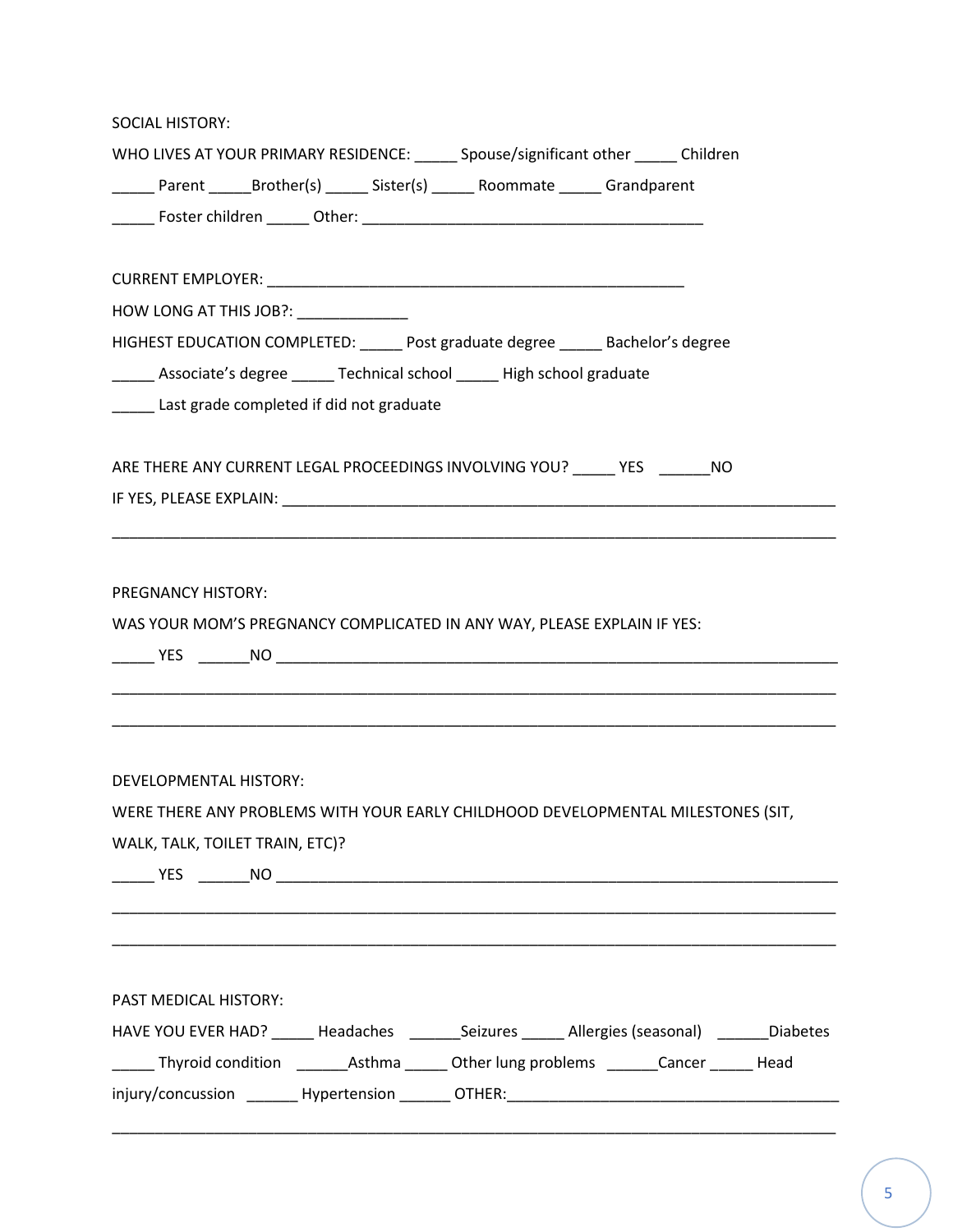SOCIAL HISTORY:

WHO LIVES AT YOUR PRIMARY RESIDENCE: _____ Spouse/significant other _____ Children

_____ Parent _____Brother(s) _____ Sister(s) _____ Roommate _____ Grandparent

_____ Foster children _____ Other: ________________________________________

CURRENT EMPLOYER: _________________________________________________

HOW LONG AT THIS JOB?: _____________

HIGHEST EDUCATION COMPLETED: _____ Post graduate degree _____ Bachelor's degree

_____ Associate's degree _____ Technical school _____ High school graduate

_____ Last grade completed if did not graduate

ARE THERE ANY CURRENT LEGAL PROCEEDINGS INVOLVING YOU? _____ YES ______NO

IF YES, PLEASE EXPLAIN: _________________________________________________________________

_____________________________________________________________________________________

PREGNANCY HISTORY:

WAS YOUR MOM'S PREGNANCY COMPLICATED IN ANY WAY, PLEASE EXPLAIN IF YES:

_____ YES ______NO _____________________________________________________________________

_____________________________________________________________________________________

_____________________________________________________________________________________

DEVELOPMENTAL HISTORY:

WERE THERE ANY PROBLEMS WITH YOUR EARLY CHILDHOOD DEVELOPMENTAL MILESTONES (SIT, WALK, TALK, TOILET TRAIN, ETC)?

_____ YES ______NO _____________________________________________________________________

_____________________________________________________________________________________

_____________________________________________________________________________________

PAST MEDICAL HISTORY:

HAVE YOU EVER HAD? _____ Headaches ______Seizures _____ Allergies (seasonal) ______Diabetes _____ Thyroid condition ______Asthma _____ Other lung problems ______Cancer _____ Head injury/concussion ______ Hypertension ______ OTHER:_______________________________________

_____________________________________________________________________________________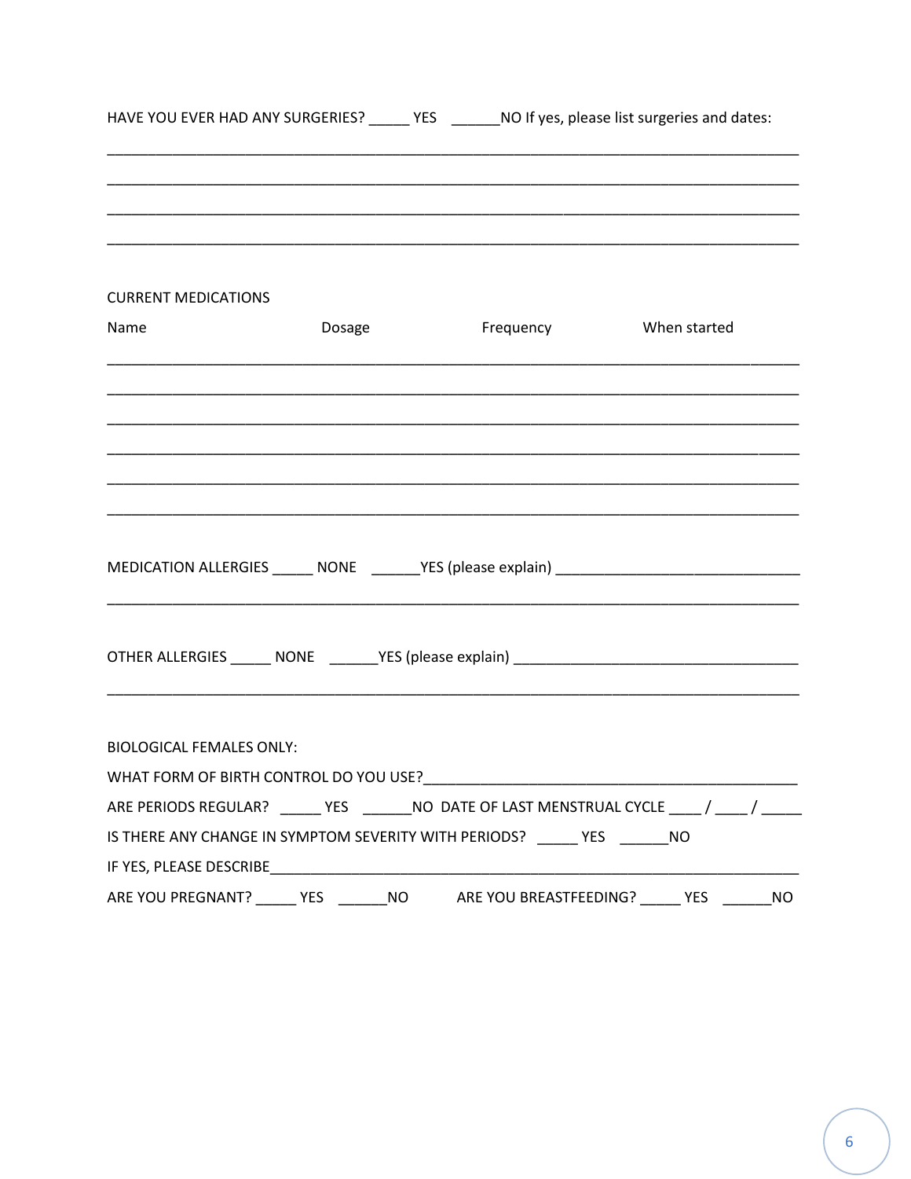HAVE YOU EVER HAD ANY SURGERIES? _____ YES ______NO If yes, please list surgeries and dates:

_______________________________________________________________________________

_______________________________________________________________________________

_______________________________________________________________________________

_______________________________________________________________________________

CURRENT MEDICATIONS

| Name | Dosage | Frequency | When started |
| --- | --- | --- | --- |
| | | | |
| | | | |
| | | | |
| | | | |
| | | | |
| | | | |

MEDICATION ALLERGIES _____ NONE ______YES (please explain) ______________________________

_______________________________________________________________________________

OTHER ALLERGIES _____ NONE ______YES (please explain) __________________________________

_______________________________________________________________________________

BIOLOGICAL FEMALES ONLY:

WHAT FORM OF BIRTH CONTROL DO YOU USE?_______________________________________________

ARE PERIODS REGULAR? _____ YES ______NO DATE OF LAST MENSTRUAL CYCLE ____ / ____ / _____

IS THERE ANY CHANGE IN SYMPTOM SEVERITY WITH PERIODS? _____ YES ______NO

IF YES, PLEASE DESCRIBE_________________________________________________________________

ARE YOU PREGNANT? _____ YES ______NO ARE YOU BREASTFEEDING? _____ YES ______NO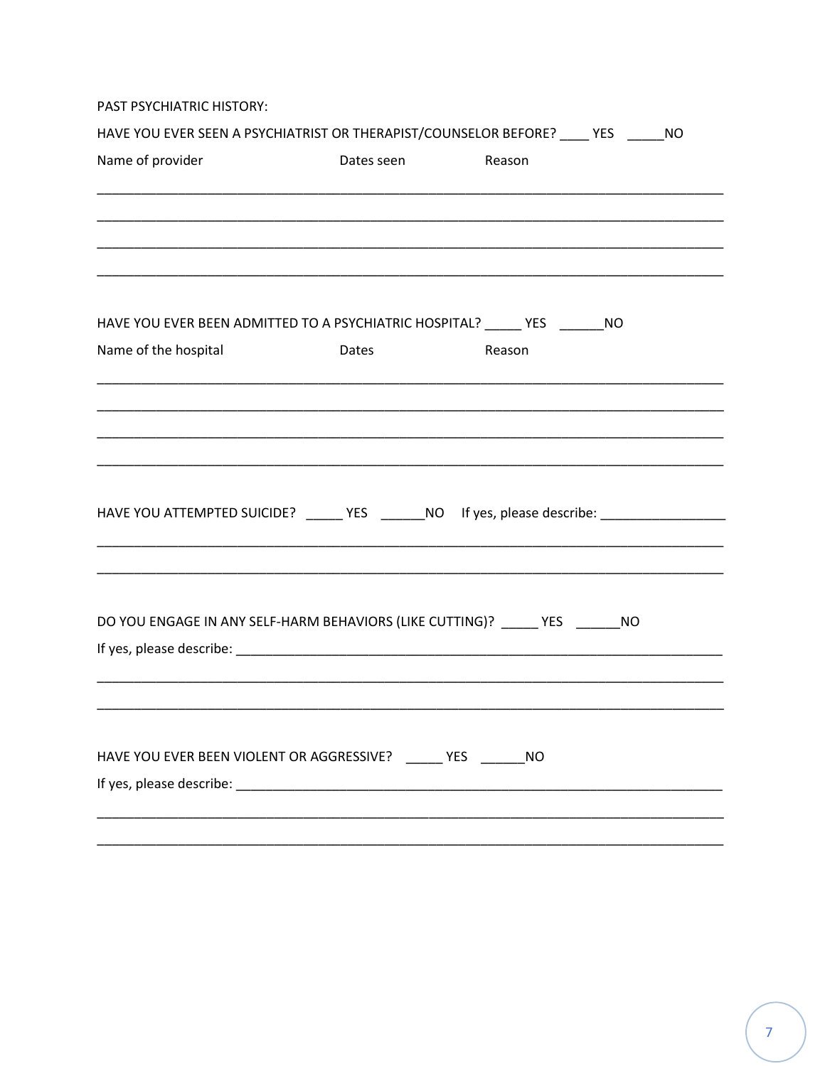PAST PSYCHIATRIC HISTORY:

HAVE YOU EVER SEEN A PSYCHIATRIST OR THERAPIST/COUNSELOR BEFORE? ____ YES _____NO

Name of provider    Dates seen    Reason

_______________________________________________________________________________

_______________________________________________________________________________

_______________________________________________________________________________

_______________________________________________________________________________

HAVE YOU EVER BEEN ADMITTED TO A PSYCHIATRIC HOSPITAL? _____ YES ______NO

Name of the hospital    Dates    Reason

_______________________________________________________________________________

_______________________________________________________________________________

_______________________________________________________________________________

_______________________________________________________________________________

HAVE YOU ATTEMPTED SUICIDE? _____ YES ______NO If yes, please describe: _________________

_______________________________________________________________________________

_______________________________________________________________________________

DO YOU ENGAGE IN ANY SELF-HARM BEHAVIORS (LIKE CUTTING)? _____ YES ______NO

If yes, please describe: ______________________________________________________________

_______________________________________________________________________________

_______________________________________________________________________________

HAVE YOU EVER BEEN VIOLENT OR AGGRESSIVE? _____ YES ______NO

If yes, please describe: ______________________________________________________________

_______________________________________________________________________________

_______________________________________________________________________________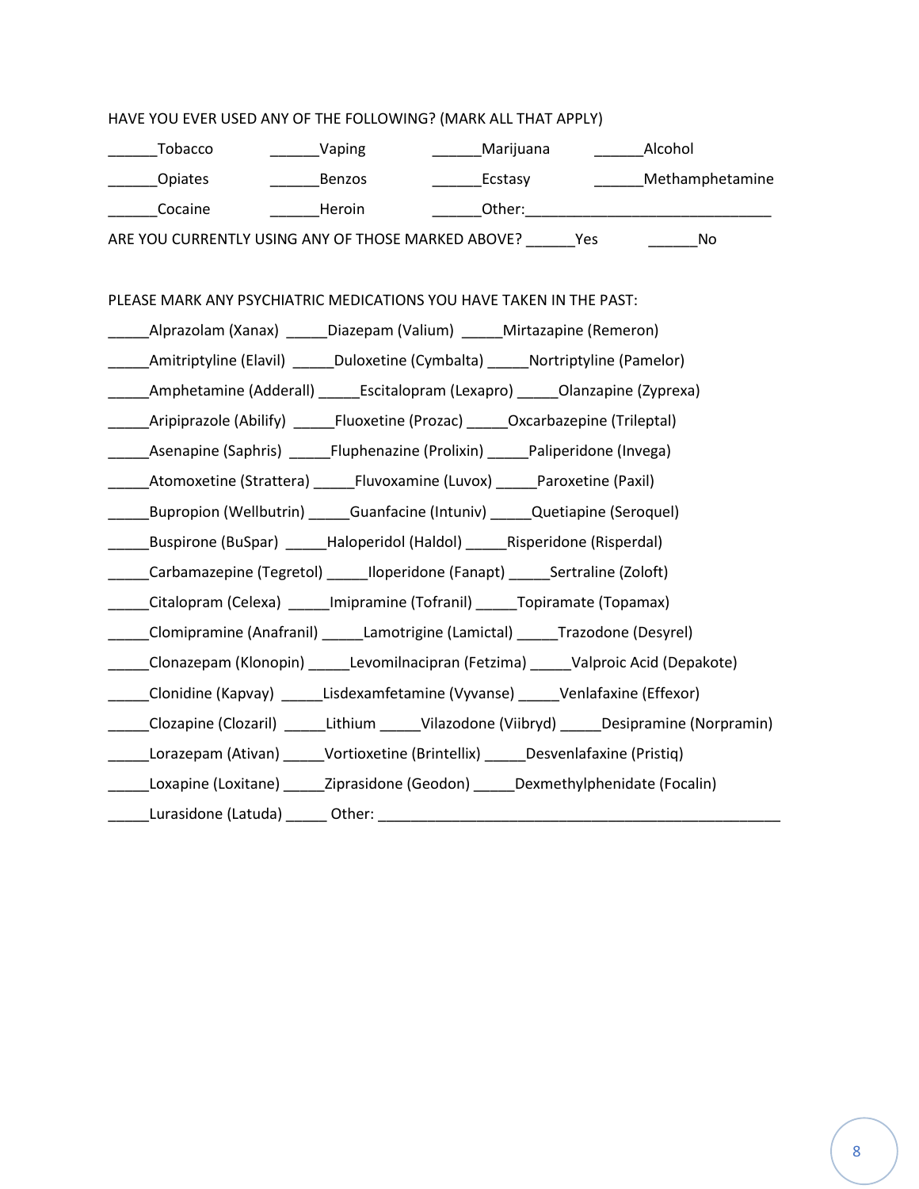HAVE YOU EVER USED ANY OF THE FOLLOWING? (MARK ALL THAT APPLY)

______Tobacco ______Vaping ______Marijuana ______Alcohol

______Opiates ______Benzos ______Ecstasy ______Methamphetamine

______Cocaine ______Heroin ______Other:______________________________

ARE YOU CURRENTLY USING ANY OF THOSE MARKED ABOVE? ______Yes ______No

PLEASE MARK ANY PSYCHIATRIC MEDICATIONS YOU HAVE TAKEN IN THE PAST:

_____Alprazolam (Xanax) _____Diazepam (Valium) _____Mirtazapine (Remeron)

_____Amitriptyline (Elavil) _____Duloxetine (Cymbalta) _____Nortriptyline (Pamelor)

_____Amphetamine (Adderall) _____Escitalopram (Lexapro) _____Olanzapine (Zyprexa)

_____Aripiprazole (Abilify) _____Fluoxetine (Prozac) _____Oxcarbazepine (Trileptal)

_____Asenapine (Saphris) _____Fluphenazine (Prolixin) _____Paliperidone (Invega)

_____Atomoxetine (Strattera) _____Fluvoxamine (Luvox) _____Paroxetine (Paxil)

_____Bupropion (Wellbutrin) _____Guanfacine (Intuniv) _____Quetiapine (Seroquel)

_____Buspirone (BuSpar) _____Haloperidol (Haldol) _____Risperidone (Risperdal)

_____Carbamazepine (Tegretol) _____Iloperidone (Fanapt) _____Sertraline (Zoloft)

_____Citalopram (Celexa) _____Imipramine (Tofranil) _____Topiramate (Topamax)

_____Clomipramine (Anafranil) _____Lamotrigine (Lamictal) _____Trazodone (Desyrel)

_____Clonazepam (Klonopin) _____Levomilnacipran (Fetzima) _____Valproic Acid (Depakote)

_____Clonidine (Kapvay) _____Lisdexamfetamine (Vyvanse) _____Venlafaxine (Effexor)

_____Clozapine (Clozaril) _____Lithium _____Vilazodone (Viibryd) _____Desipramine (Norpramin)

_____Lorazepam (Ativan) _____Vortioxetine (Brintellix) _____Desvenlafaxine (Pristiq)

_____Loxapine (Loxitane) _____Ziprasidone (Geodon) _____Dexmethylphenidate (Focalin)

_____Lurasidone (Latuda) _____ Other: ____________________________________________________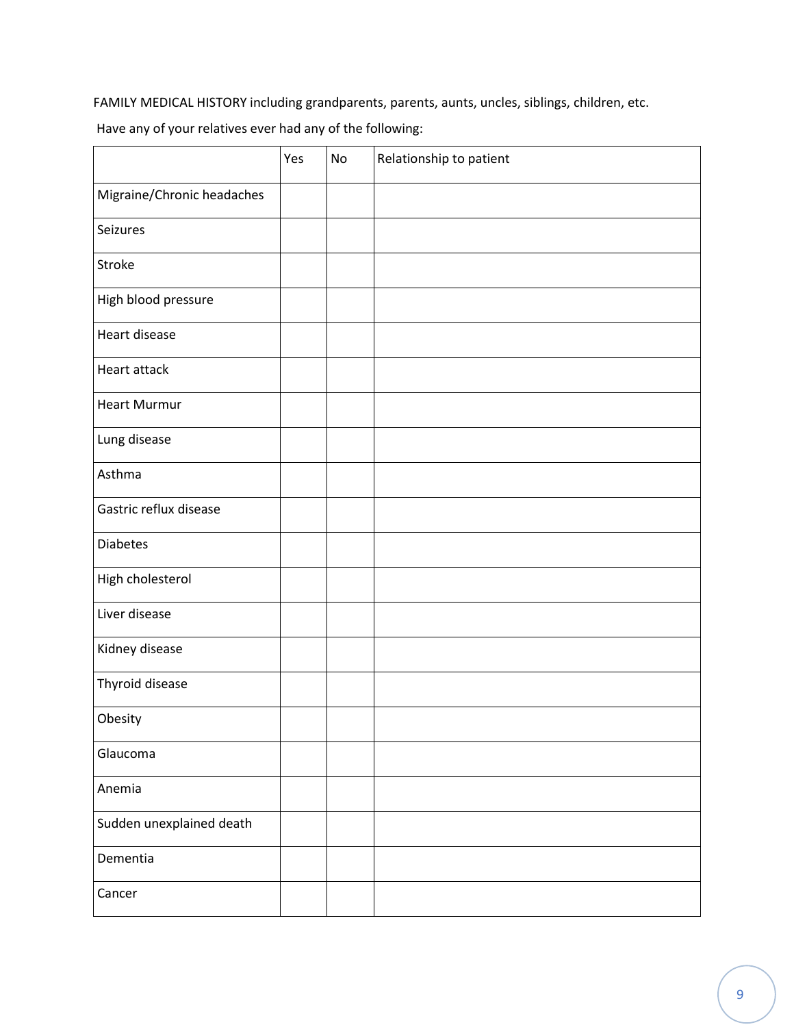FAMILY MEDICAL HISTORY including grandparents, parents, aunts, uncles, siblings, children, etc.

Have any of your relatives ever had any of the following:

| | Yes | No | Relationship to patient |
|---|---|---|---|
| Migraine/Chronic headaches | | | |
| Seizures | | | |
| Stroke | | | |
| High blood pressure | | | |
| Heart disease | | | |
| Heart attack | | | |
| Heart Murmur | | | |
| Lung disease | | | |
| Asthma | | | |
| Gastric reflux disease | | | |
| Diabetes | | | |
| High cholesterol | | | |
| Liver disease | | | |
| Kidney disease | | | |
| Thyroid disease | | | |
| Obesity | | | |
| Glaucoma | | | |
| Anemia | | | |
| Sudden unexplained death | | | |
| Dementia | | | |
| Cancer | | | |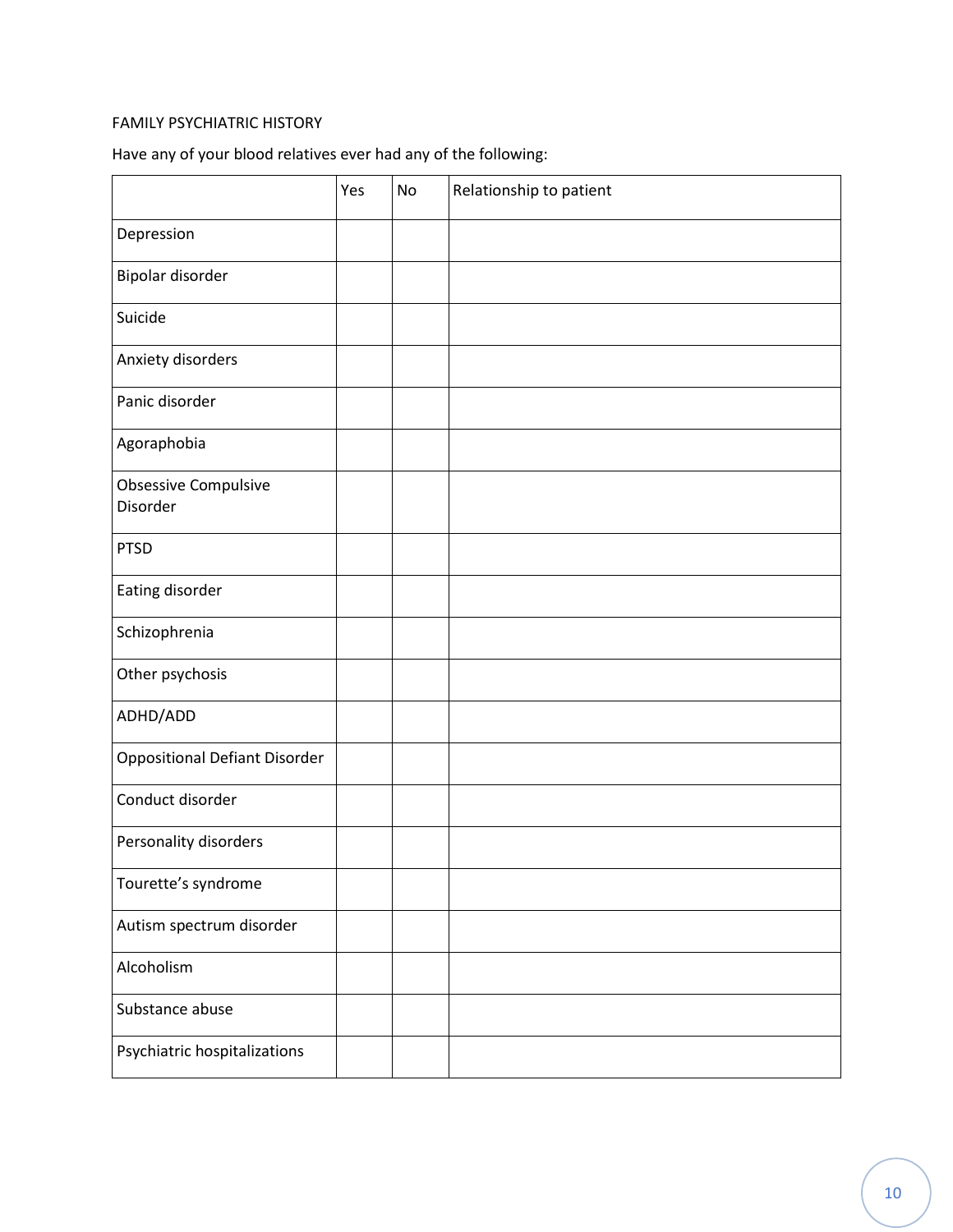FAMILY PSYCHIATRIC HISTORY

Have any of your blood relatives ever had any of the following:

| | Yes | No | Relationship to patient |
|---|---|---|---|
| Depression | | | |
| Bipolar disorder | | | |
| Suicide | | | |
| Anxiety disorders | | | |
| Panic disorder | | | |
| Agoraphobia | | | |
| Obsessive Compulsive Disorder | | | |
| PTSD | | | |
| Eating disorder | | | |
| Schizophrenia | | | |
| Other psychosis | | | |
| ADHD/ADD | | | |
| Oppositional Defiant Disorder | | | |
| Conduct disorder | | | |
| Personality disorders | | | |
| Tourette's syndrome | | | |
| Autism spectrum disorder | | | |
| Alcoholism | | | |
| Substance abuse | | | |
| Psychiatric hospitalizations | | | |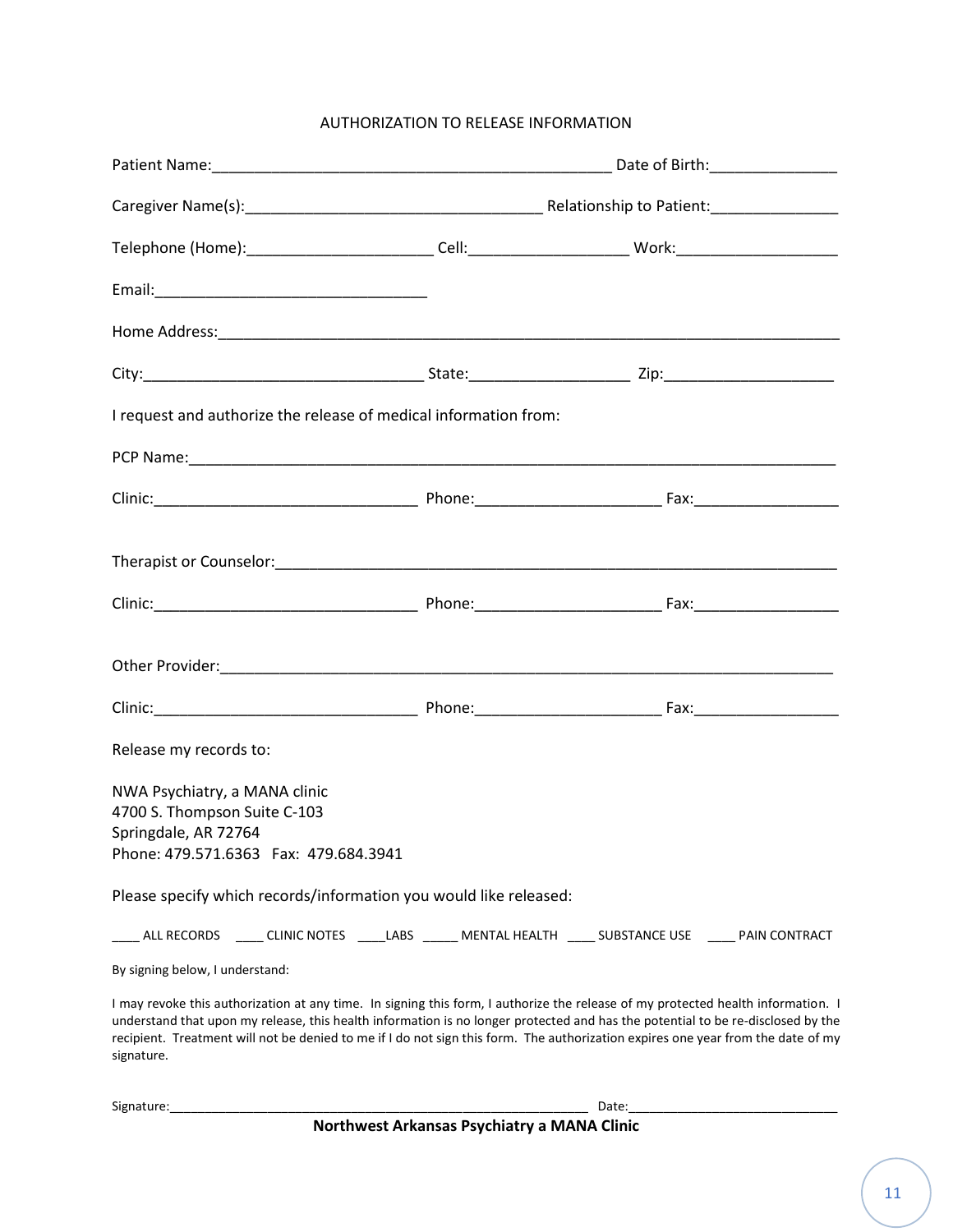# AUTHORIZATION TO RELEASE INFORMATION

Patient Name:_______________________________________________ Date of Birth:_______________

Caregiver Name(s):___________________________________ Relationship to Patient:_______________

Telephone (Home):______________________ Cell:___________________ Work:___________________

Email:_________________________________

Home Address:_____________________________________________________________________________

City:__________________________________ State:___________________ Zip:____________________

I request and authorize the release of medical information from:

PCP Name:_________________________________________________________________________________

Clinic:________________________________ Phone:______________________ Fax:_________________

Therapist or Counselor:____________________________________________________________________

Clinic:________________________________ Phone:______________________ Fax:_________________

Other Provider:___________________________________________________________________________

Clinic:________________________________ Phone:______________________ Fax:_________________

Release my records to:

NWA Psychiatry, a MANA clinic
4700 S. Thompson Suite C-103
Springdale, AR 72764
Phone: 479.571.6363 Fax: 479.684.3941

Please specify which records/information you would like released:

____ ALL RECORDS ____ CLINIC NOTES ____LABS _____ MENTAL HEALTH ____ SUBSTANCE USE ____ PAIN CONTRACT

By signing below, I understand:

I may revoke this authorization at any time. In signing this form, I authorize the release of my protected health information. I understand that upon my release, this health information is no longer protected and has the potential to be re-disclosed by the recipient. Treatment will not be denied to me if I do not sign this form. The authorization expires one year from the date of my signature.

Signature:___________________________________________________________ Date:____________________________

**Northwest Arkansas Psychiatry a MANA Clinic**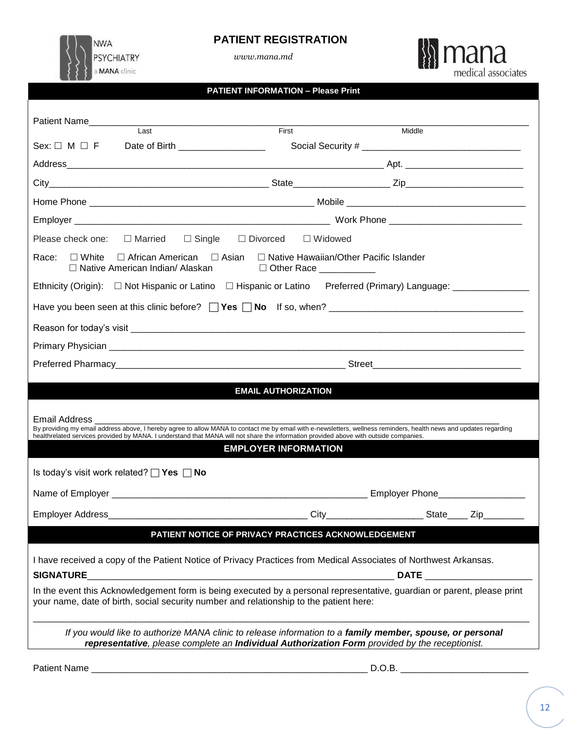NWA PSYCHIATRY a MANA clinic

# PATIENT REGISTRATION

*www.mana.md*

mana medical associates

## PATIENT INFORMATION – Please Print

Patient Name_______________________________________________________________
Last First Middle

Sex: ☐ M ☐ F Date of Birth _________________ Social Security # _______________________________

Address_________________________________________________________________ Apt. _______________________

City____________________________________________ State__________________ Zip_______________________

Home Phone _____________________________________________ Mobile ___________________________________

Employer ____________________________________________________ Work Phone _________________________

Please check one: ☐ Married ☐ Single ☐ Divorced ☐ Widowed

Race: ☐ White ☐ African American ☐ Asian ☐ Native Hawaiian/Other Pacific Islander
☐ Native American Indian/ Alaskan ☐ Other Race ___________

Ethnicity (Origin): ☐ Not Hispanic or Latino ☐ Hispanic or Latino Preferred (Primary) Language: _______________

Have you been seen at this clinic before? ☐ **Yes** ☐ **No** If so, when? _____________________________________

Reason for today's visit ______________________________________________________________________________

Primary Physician ___________________________________________________________________________________

Preferred Pharmacy______________________________________________ Street_____________________________

## EMAIL AUTHORIZATION

Email Address _______________________________________________________________________________________

By providing my email address above, I hereby agree to allow MANA to contact me by email with e-newsletters, wellness reminders, health news and updates regarding healthrelated services provided by MANA. I understand that MANA will not share the information provided above with outside companies.

## EMPLOYER INFORMATION

Is today's visit work related? ☐ **Yes** ☐ **No**

Name of Employer ___________________________________________________ Employer Phone_________________

Employer Address______________________________________ City__________________ State____ Zip________

## PATIENT NOTICE OF PRIVACY PRACTICES ACKNOWLEDGEMENT

I have received a copy of the Patient Notice of Privacy Practices from Medical Associates of Northwest Arkansas.

**SIGNATURE**_______________________________________________________________ **DATE** ____________________

In the event this Acknowledgement form is being executed by a personal representative, guardian or parent, please print your name, date of birth, social security number and relationship to the patient here:

_____________________________________________________________________________________________________

*If you would like to authorize MANA clinic to release information to a* ***family member, spouse, or personal representative****, please complete an* ***Individual Authorization Form*** *provided by the receptionist.*

Patient Name ______________________________________________________ D.O.B. _________________________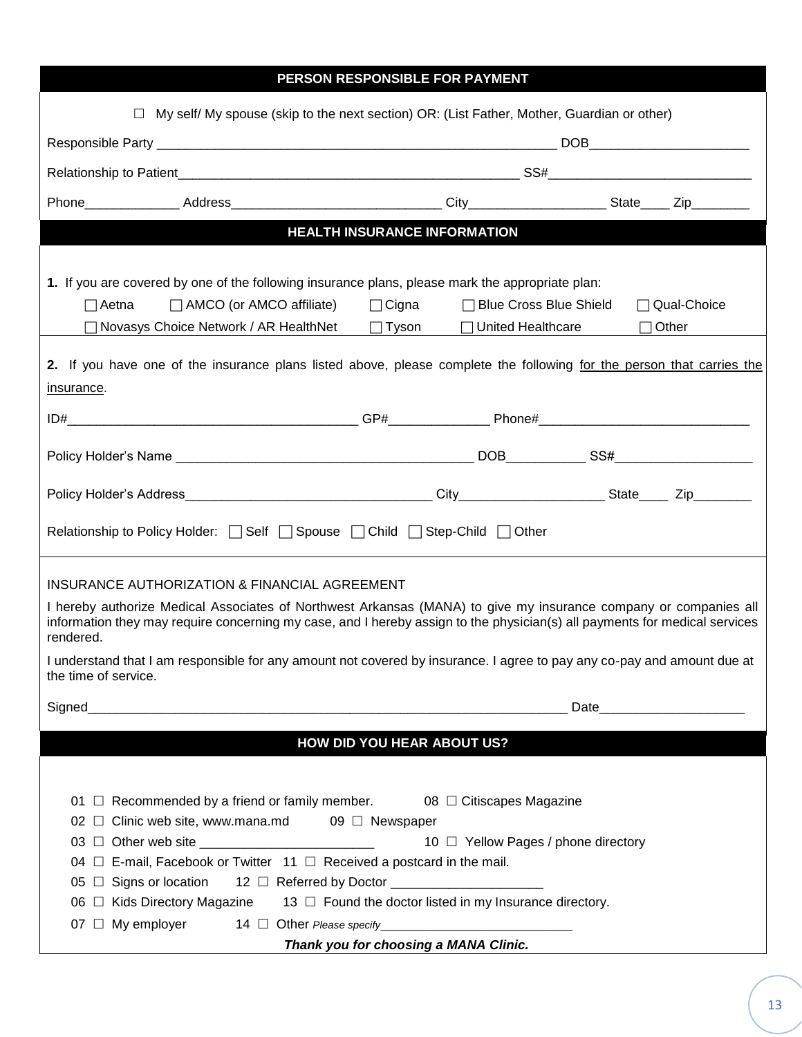## PERSON RESPONSIBLE FOR PAYMENT

☐ My self/ My spouse (skip to the next section) OR: (List Father, Mother, Guardian or other)

Responsible Party _________________________________________________________ DOB______________________

Relationship to Patient__________________________________________________ SS#____________________________

Phone_____________ Address____________________________ City__________________ State____ Zip________

## HEALTH INSURANCE INFORMATION

**1.** If you are covered by one of the following insurance plans, please mark the appropriate plan:

☐ Aetna ☐ AMCO (or AMCO affiliate) ☐ Cigna ☐ Blue Cross Blue Shield ☐ Qual-Choice

☐ Novasys Choice Network / AR HealthNet ☐ Tyson ☐ United Healthcare ☐ Other

**2.** If you have one of the insurance plans listed above, please complete the following for the person that carries the insurance.

ID#________________________________________ GP#______________ Phone#_____________________________

Policy Holder's Name ________________________________________ DOB___________ SS#___________________

Policy Holder's Address_________________________________ City____________________ State____ Zip________

Relationship to Policy Holder: ☐ Self ☐ Spouse ☐ Child ☐ Step-Child ☐ Other

INSURANCE AUTHORIZATION & FINANCIAL AGREEMENT

I hereby authorize Medical Associates of Northwest Arkansas (MANA) to give my insurance company or companies all information they may require concerning my case, and I hereby assign to the physician(s) all payments for medical services rendered.

I understand that I am responsible for any amount not covered by insurance. I agree to pay any co-pay and amount due at the time of service.

Signed_____________________________________________________________________ Date____________________

## HOW DID YOU HEAR ABOUT US?

01 ☐ Recommended by a friend or family member.
02 ☐ Clinic web site, www.mana.md
03 ☐ Other web site ________________________
04 ☐ E-mail, Facebook or Twitter
05 ☐ Signs or location
06 ☐ Kids Directory Magazine
07 ☐ My employer
08 ☐ Citiscapes Magazine
09 ☐ Newspaper
10 ☐ Yellow Pages / phone directory
11 ☐ Received a postcard in the mail.
12 ☐ Referred by Doctor _____________________
13 ☐ Found the doctor listed in my Insurance directory.
14 ☐ Other *Please specify*___________________________

***Thank you for choosing a MANA Clinic.***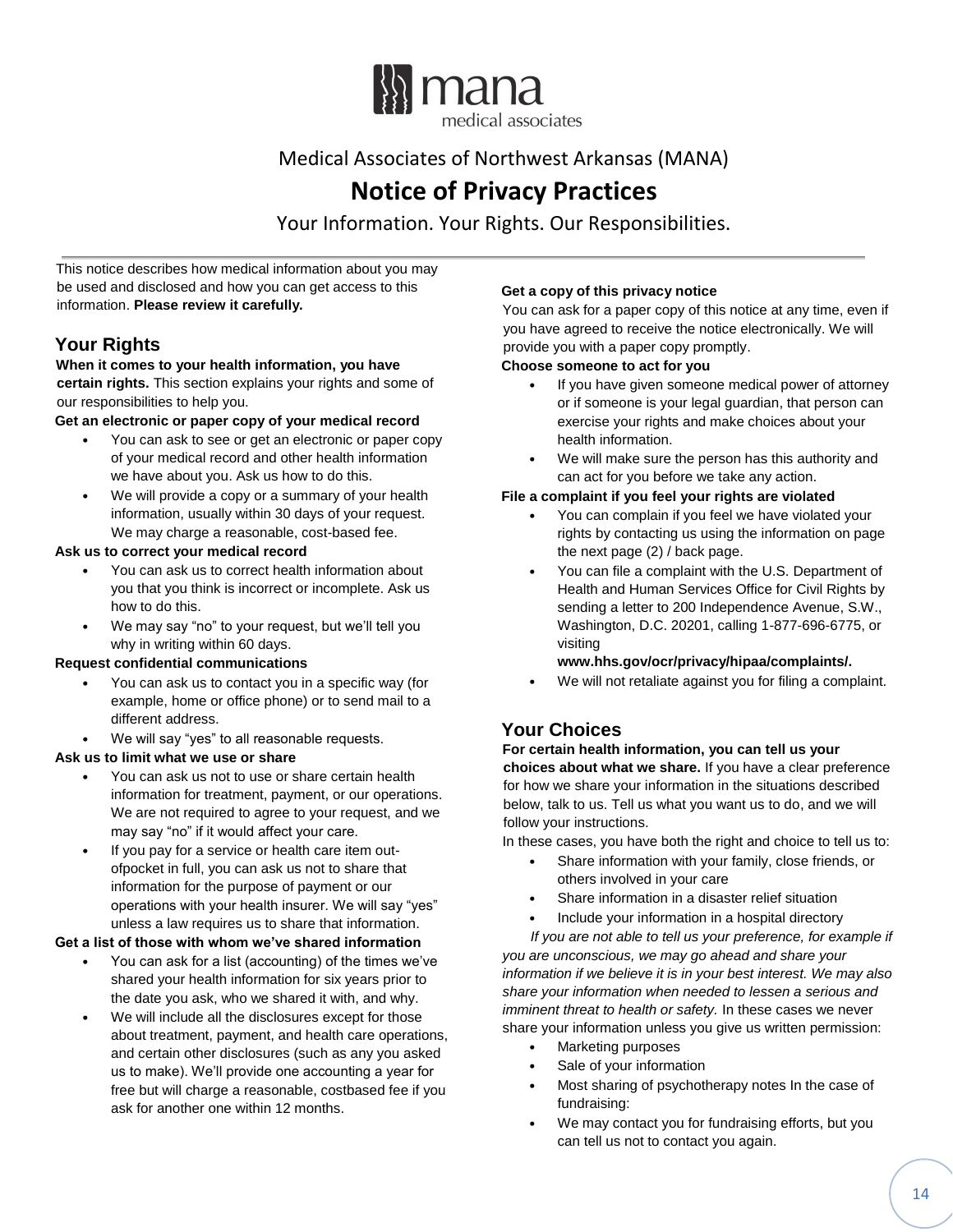mana
medical associates

Medical Associates of Northwest Arkansas (MANA)

# Notice of Privacy Practices

Your Information. Your Rights. Our Responsibilities.

This notice describes how medical information about you may be used and disclosed and how you can get access to this information. **Please review it carefully.**

## Your Rights

**When it comes to your health information, you have certain rights.** This section explains your rights and some of our responsibilities to help you.

**Get an electronic or paper copy of your medical record**

- You can ask to see or get an electronic or paper copy of your medical record and other health information we have about you. Ask us how to do this.
- We will provide a copy or a summary of your health information, usually within 30 days of your request. We may charge a reasonable, cost-based fee.

**Ask us to correct your medical record**

- You can ask us to correct health information about you that you think is incorrect or incomplete. Ask us how to do this.
- We may say "no" to your request, but we'll tell you why in writing within 60 days.

**Request confidential communications**

- You can ask us to contact you in a specific way (for example, home or office phone) or to send mail to a different address.
- We will say "yes" to all reasonable requests.

**Ask us to limit what we use or share**

- You can ask us not to use or share certain health information for treatment, payment, or our operations. We are not required to agree to your request, and we may say "no" if it would affect your care.
- If you pay for a service or health care item out-ofpocket in full, you can ask us not to share that information for the purpose of payment or our operations with your health insurer. We will say "yes" unless a law requires us to share that information.

**Get a list of those with whom we've shared information**

- You can ask for a list (accounting) of the times we've shared your health information for six years prior to the date you ask, who we shared it with, and why.
- We will include all the disclosures except for those about treatment, payment, and health care operations, and certain other disclosures (such as any you asked us to make). We'll provide one accounting a year for free but will charge a reasonable, costbased fee if you ask for another one within 12 months.

**Get a copy of this privacy notice**

You can ask for a paper copy of this notice at any time, even if you have agreed to receive the notice electronically. We will provide you with a paper copy promptly.

**Choose someone to act for you**

- If you have given someone medical power of attorney or if someone is your legal guardian, that person can exercise your rights and make choices about your health information.
- We will make sure the person has this authority and can act for you before we take any action.

**File a complaint if you feel your rights are violated**

- You can complain if you feel we have violated your rights by contacting us using the information on page the next page (2) / back page.
- You can file a complaint with the U.S. Department of Health and Human Services Office for Civil Rights by sending a letter to 200 Independence Avenue, S.W., Washington, D.C. 20201, calling 1-877-696-6775, or visiting **www.hhs.gov/ocr/privacy/hipaa/complaints/.**
- We will not retaliate against you for filing a complaint.

## Your Choices

**For certain health information, you can tell us your choices about what we share.** If you have a clear preference for how we share your information in the situations described below, talk to us. Tell us what you want us to do, and we will follow your instructions.

In these cases, you have both the right and choice to tell us to:

- Share information with your family, close friends, or others involved in your care
- Share information in a disaster relief situation
- Include your information in a hospital directory

*If you are not able to tell us your preference, for example if you are unconscious, we may go ahead and share your information if we believe it is in your best interest. We may also share your information when needed to lessen a serious and imminent threat to health or safety.* In these cases we never share your information unless you give us written permission:

- Marketing purposes
- Sale of your information
- Most sharing of psychotherapy notes In the case of fundraising:
- We may contact you for fundraising efforts, but you can tell us not to contact you again.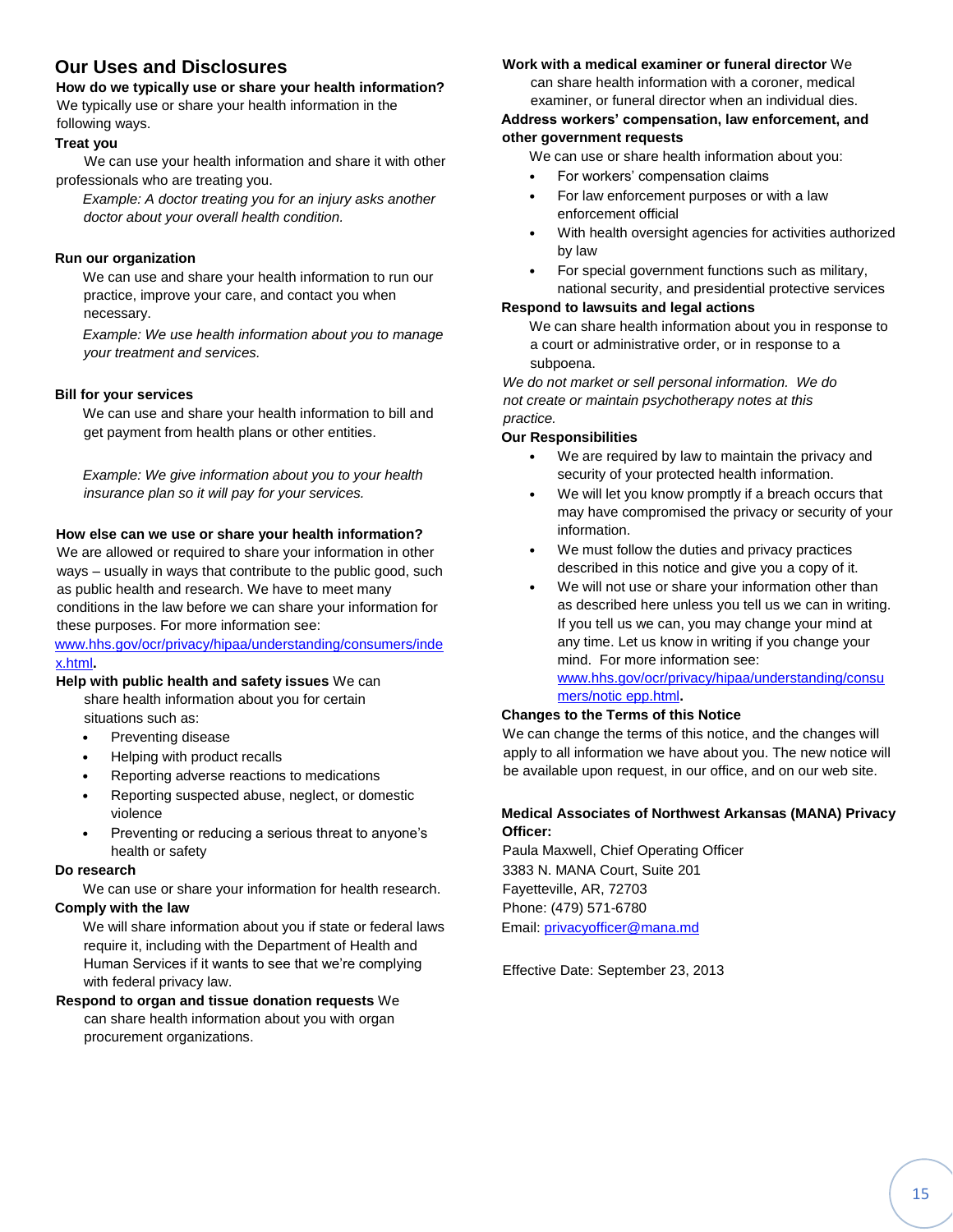## Our Uses and Disclosures

**How do we typically use or share your health information?**

We typically use or share your health information in the following ways.

**Treat you**

We can use your health information and share it with other professionals who are treating you.

*Example: A doctor treating you for an injury asks another doctor about your overall health condition.*

**Run our organization**

We can use and share your health information to run our practice, improve your care, and contact you when necessary.

*Example: We use health information about you to manage your treatment and services.*

**Bill for your services**

We can use and share your health information to bill and get payment from health plans or other entities.

*Example: We give information about you to your health insurance plan so it will pay for your services.*

**How else can we use or share your health information?**

We are allowed or required to share your information in other ways – usually in ways that contribute to the public good, such as public health and research. We have to meet many conditions in the law before we can share your information for these purposes. For more information see: www.hhs.gov/ocr/privacy/hipaa/understanding/consumers/index.html**.**

**Help with public health and safety issues** We can share health information about you for certain situations such as:

- Preventing disease
- Helping with product recalls
- Reporting adverse reactions to medications
- Reporting suspected abuse, neglect, or domestic violence
- Preventing or reducing a serious threat to anyone's health or safety

**Do research**

We can use or share your information for health research.

**Comply with the law**

We will share information about you if state or federal laws require it, including with the Department of Health and Human Services if it wants to see that we're complying with federal privacy law.

**Respond to organ and tissue donation requests** We can share health information about you with organ procurement organizations.

**Work with a medical examiner or funeral director** We can share health information with a coroner, medical examiner, or funeral director when an individual dies.

**Address workers' compensation, law enforcement, and other government requests**

We can use or share health information about you:

- For workers' compensation claims
- For law enforcement purposes or with a law enforcement official
- With health oversight agencies for activities authorized by law
- For special government functions such as military, national security, and presidential protective services

**Respond to lawsuits and legal actions**

We can share health information about you in response to a court or administrative order, or in response to a subpoena.

*We do not market or sell personal information. We do not create or maintain psychotherapy notes at this practice.*

**Our Responsibilities**

- We are required by law to maintain the privacy and security of your protected health information.
- We will let you know promptly if a breach occurs that may have compromised the privacy or security of your information.
- We must follow the duties and privacy practices described in this notice and give you a copy of it.
- We will not use or share your information other than as described here unless you tell us we can in writing. If you tell us we can, you may change your mind at any time. Let us know in writing if you change your mind. For more information see: www.hhs.gov/ocr/privacy/hipaa/understanding/consumers/notic epp.html**.**

**Changes to the Terms of this Notice**

We can change the terms of this notice, and the changes will apply to all information we have about you. The new notice will be available upon request, in our office, and on our web site.

**Medical Associates of Northwest Arkansas (MANA) Privacy Officer:**

Paula Maxwell, Chief Operating Officer
3383 N. MANA Court, Suite 201
Fayetteville, AR, 72703
Phone: (479) 571-6780
Email: privacyofficer@mana.md

Effective Date: September 23, 2013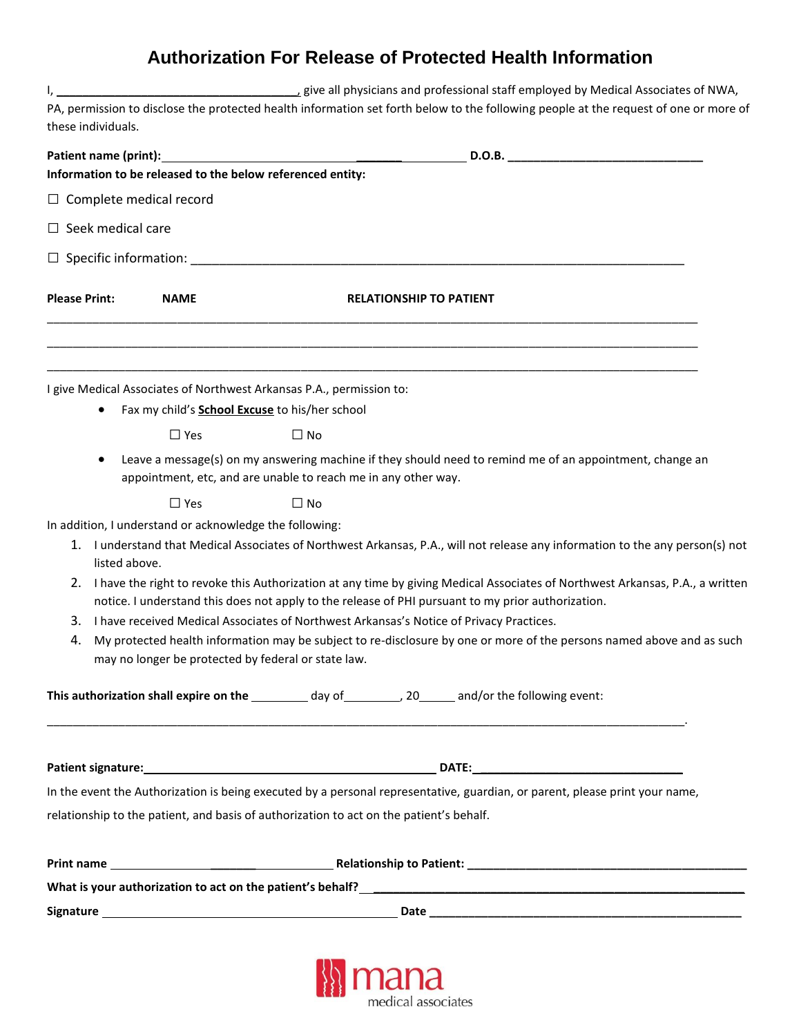# Authorization For Release of Protected Health Information

I, ____________________________________, give all physicians and professional staff employed by Medical Associates of NWA, PA, permission to disclose the protected health information set forth below to the following people at the request of one or more of these individuals.

**Patient name (print):** ________________________________________ **D.O.B.** ______________________________

**Information to be released to the below referenced entity:**

☐ Complete medical record

☐ Seek medical care

☐ Specific information: ___________________________________________________________________________

**Please Print:** **NAME** **RELATIONSHIP TO PATIENT**

____________________________________________________________________________________________________

____________________________________________________________________________________________________

____________________________________________________________________________________________________

I give Medical Associates of Northwest Arkansas P.A., permission to:

- Fax my child's **School Excuse** to his/her school

  ☐ Yes ☐ No

- Leave a message(s) on my answering machine if they should need to remind me of an appointment, change an appointment, etc, and are unable to reach me in any other way.

  ☐ Yes ☐ No

In addition, I understand or acknowledge the following:

1. I understand that Medical Associates of Northwest Arkansas, P.A., will not release any information to the any person(s) not listed above.
2. I have the right to revoke this Authorization at any time by giving Medical Associates of Northwest Arkansas, P.A., a written notice. I understand this does not apply to the release of PHI pursuant to my prior authorization.
3. I have received Medical Associates of Northwest Arkansas's Notice of Privacy Practices.
4. My protected health information may be subject to re-disclosure by one or more of the persons named above and as such may no longer be protected by federal or state law.

**This authorization shall expire on the** _________ day of_________, 20______ and/or the following event:

___________________________________________________________________________________________________.

**Patient signature:** ______________________________________________ **DATE:** ________________________________

In the event the Authorization is being executed by a personal representative, guardian, or parent, please print your name, relationship to the patient, and basis of authorization to act on the patient's behalf.

**Print name** ________________________________ **Relationship to Patient:** ____________________________________________

**What is your authorization to act on the patient's behalf?** ________________________________________________________

**Signature** ______________________________________________ **Date** __________________________________________________

mana medical associates